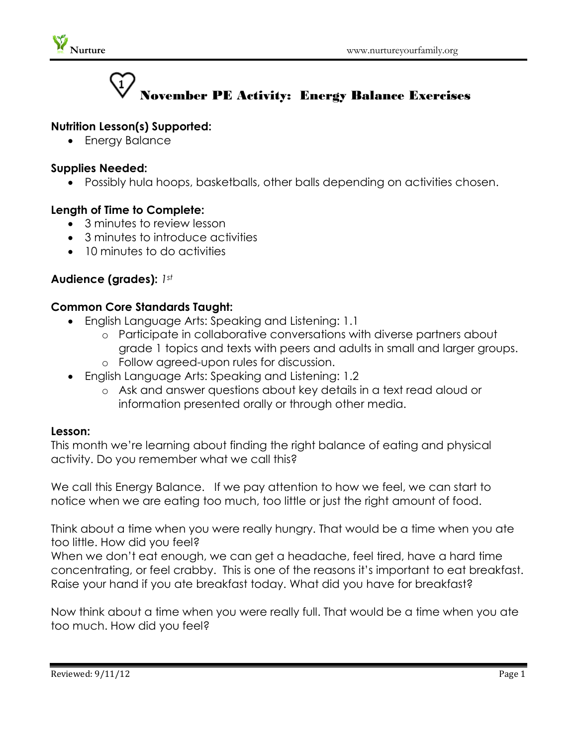# November PE Activity: Energy Balance Exercises

**Nutrition Lesson(s) Supported:**

- Energy Balance

**Supplies Needed:**

- Possibly hula hoops, basketballs, other balls depending on activities chosen.

**Length of Time to Complete:**

- 3 minutes to review lesson
- 3 minutes to introduce activities
- 10 minutes to do activities

**Audience (grades):** *1st*

**Common Core Standards Taught:**

- English Language Arts: Speaking and Listening: 1.1
  - Participate in collaborative conversations with diverse partners about grade 1 topics and texts with peers and adults in small and larger groups.
  - Follow agreed-upon rules for discussion.
- English Language Arts: Speaking and Listening: 1.2
  - Ask and answer questions about key details in a text read aloud or information presented orally or through other media.

**Lesson:**

This month we're learning about finding the right balance of eating and physical activity. Do you remember what we call this?

We call this Energy Balance. If we pay attention to how we feel, we can start to notice when we are eating too much, too little or just the right amount of food.

Think about a time when you were really hungry. That would be a time when you ate too little. How did you feel?
When we don't eat enough, we can get a headache, feel tired, have a hard time concentrating, or feel crabby. This is one of the reasons it's important to eat breakfast. Raise your hand if you ate breakfast today. What did you have for breakfast?

Now think about a time when you were really full. That would be a time when you ate too much. How did you feel?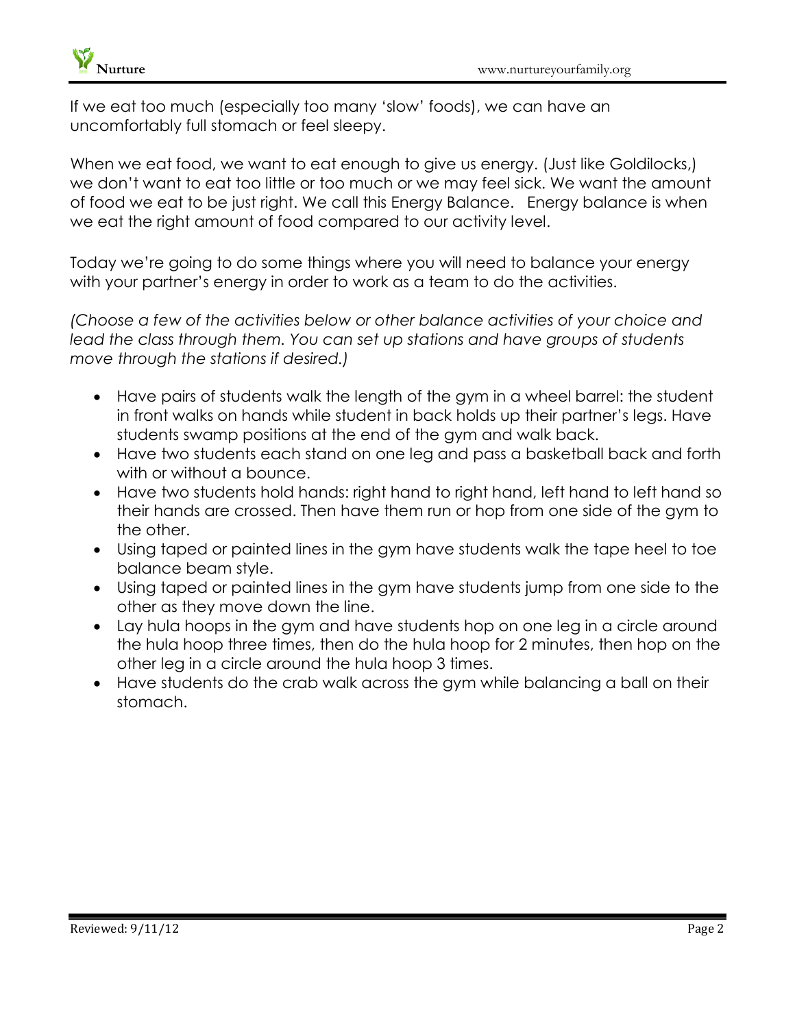If we eat too much (especially too many 'slow' foods), we can have an uncomfortably full stomach or feel sleepy.

When we eat food, we want to eat enough to give us energy. (Just like Goldilocks,) we don't want to eat too little or too much or we may feel sick. We want the amount of food we eat to be just right. We call this Energy Balance. Energy balance is when we eat the right amount of food compared to our activity level.

Today we're going to do some things where you will need to balance your energy with your partner's energy in order to work as a team to do the activities.

*(Choose a few of the activities below or other balance activities of your choice and lead the class through them. You can set up stations and have groups of students move through the stations if desired.)*

- Have pairs of students walk the length of the gym in a wheel barrel: the student in front walks on hands while student in back holds up their partner's legs. Have students swamp positions at the end of the gym and walk back.
- Have two students each stand on one leg and pass a basketball back and forth with or without a bounce.
- Have two students hold hands: right hand to right hand, left hand to left hand so their hands are crossed. Then have them run or hop from one side of the gym to the other.
- Using taped or painted lines in the gym have students walk the tape heel to toe balance beam style.
- Using taped or painted lines in the gym have students jump from one side to the other as they move down the line.
- Lay hula hoops in the gym and have students hop on one leg in a circle around the hula hoop three times, then do the hula hoop for 2 minutes, then hop on the other leg in a circle around the hula hoop 3 times.
- Have students do the crab walk across the gym while balancing a ball on their stomach.